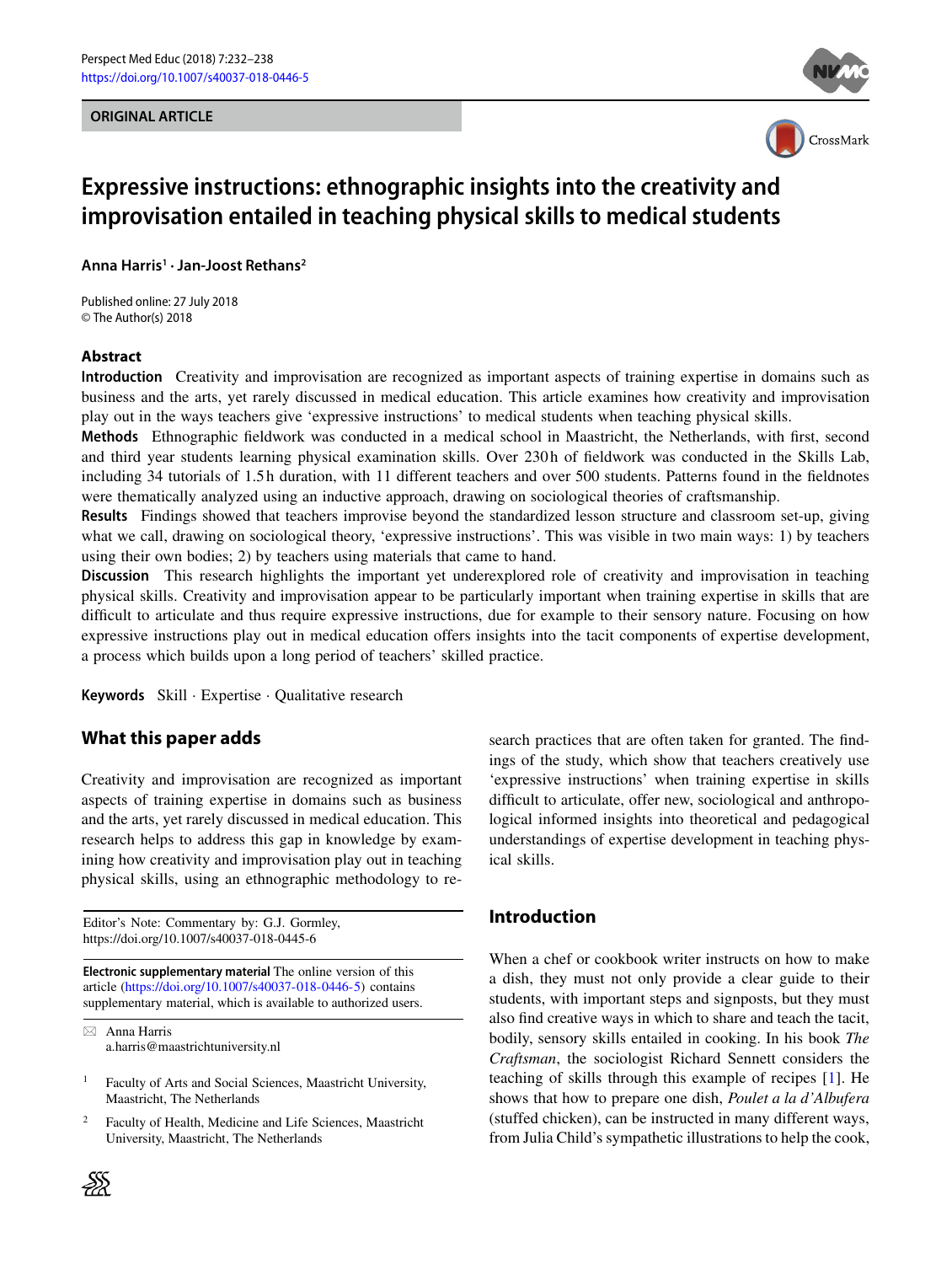ORIGINAL ARTICLE

# Expressive instructions: ethnographic insights into the creativity and improvisation entailed in teaching physical skills to medical students

**Anna Harris**[1] **· Jan-Joost Rethans**[2]

Published online: 27 July 2018
© The Author(s) 2018

## Abstract

**Introduction** Creativity and improvisation are recognized as important aspects of training expertise in domains such as business and the arts, yet rarely discussed in medical education. This article examines how creativity and improvisation play out in the ways teachers give 'expressive instructions' to medical students when teaching physical skills.

**Methods** Ethnographic fieldwork was conducted in a medical school in Maastricht, the Netherlands, with first, second and third year students learning physical examination skills. Over 230 h of fieldwork was conducted in the Skills Lab, including 34 tutorials of 1.5 h duration, with 11 different teachers and over 500 students. Patterns found in the fieldnotes were thematically analyzed using an inductive approach, drawing on sociological theories of craftsmanship.

**Results** Findings showed that teachers improvise beyond the standardized lesson structure and classroom set-up, giving what we call, drawing on sociological theory, 'expressive instructions'. This was visible in two main ways: 1) by teachers using their own bodies; 2) by teachers using materials that came to hand.

**Discussion** This research highlights the important yet underexplored role of creativity and improvisation in teaching physical skills. Creativity and improvisation appear to be particularly important when training expertise in skills that are difficult to articulate and thus require expressive instructions, due for example to their sensory nature. Focusing on how expressive instructions play out in medical education offers insights into the tacit components of expertise development, a process which builds upon a long period of teachers' skilled practice.

**Keywords** Skill · Expertise · Qualitative research

## What this paper adds

Creativity and improvisation are recognized as important aspects of training expertise in domains such as business and the arts, yet rarely discussed in medical education. This research helps to address this gap in knowledge by examining how creativity and improvisation play out in teaching physical skills, using an ethnographic methodology to research practices that are often taken for granted. The findings of the study, which show that teachers creatively use 'expressive instructions' when training expertise in skills difficult to articulate, offer new, sociological and anthropological informed insights into theoretical and pedagogical understandings of expertise development in teaching physical skills.

Editor's Note: Commentary by: G.J. Gormley, https://doi.org/10.1007/s40037-018-0445-6

**Electronic supplementary material** The online version of this article (https://doi.org/10.1007/s40037-018-0446-5) contains supplementary material, which is available to authorized users.

✉ Anna Harris
a.harris@maastrichtuniversity.nl

[1] Faculty of Arts and Social Sciences, Maastricht University, Maastricht, The Netherlands

[2] Faculty of Health, Medicine and Life Sciences, Maastricht University, Maastricht, The Netherlands

## Introduction

When a chef or cookbook writer instructs on how to make a dish, they must not only provide a clear guide to their students, with important steps and signposts, but they must also find creative ways in which to share and teach the tacit, bodily, sensory skills entailed in cooking. In his book *The Craftsman*, the sociologist Richard Sennett considers the teaching of skills through this example of recipes [1]. He shows that how to prepare one dish, *Poulet a la d'Albufera* (stuffed chicken), can be instructed in many different ways, from Julia Child's sympathetic illustrations to help the cook,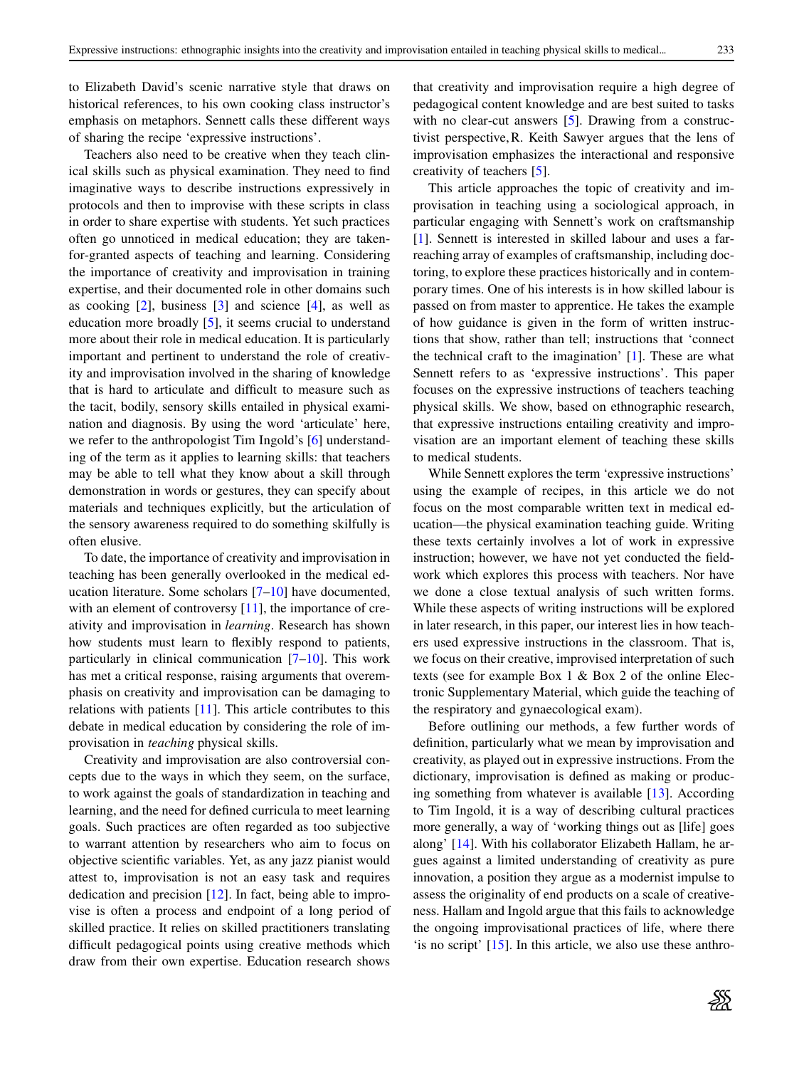to Elizabeth David's scenic narrative style that draws on historical references, to his own cooking class instructor's emphasis on metaphors. Sennett calls these different ways of sharing the recipe 'expressive instructions'.

Teachers also need to be creative when they teach clinical skills such as physical examination. They need to find imaginative ways to describe instructions expressively in protocols and then to improvise with these scripts in class in order to share expertise with students. Yet such practices often go unnoticed in medical education; they are taken-for-granted aspects of teaching and learning. Considering the importance of creativity and improvisation in training expertise, and their documented role in other domains such as cooking [2], business [3] and science [4], as well as education more broadly [5], it seems crucial to understand more about their role in medical education. It is particularly important and pertinent to understand the role of creativity and improvisation involved in the sharing of knowledge that is hard to articulate and difficult to measure such as the tacit, bodily, sensory skills entailed in physical examination and diagnosis. By using the word 'articulate' here, we refer to the anthropologist Tim Ingold's [6] understanding of the term as it applies to learning skills: that teachers may be able to tell what they know about a skill through demonstration in words or gestures, they can specify about materials and techniques explicitly, but the articulation of the sensory awareness required to do something skilfully is often elusive.

To date, the importance of creativity and improvisation in teaching has been generally overlooked in the medical education literature. Some scholars [7–10] have documented, with an element of controversy [11], the importance of creativity and improvisation in *learning*. Research has shown how students must learn to flexibly respond to patients, particularly in clinical communication [7–10]. This work has met a critical response, raising arguments that overemphasis on creativity and improvisation can be damaging to relations with patients [11]. This article contributes to this debate in medical education by considering the role of improvisation in *teaching* physical skills.

Creativity and improvisation are also controversial concepts due to the ways in which they seem, on the surface, to work against the goals of standardization in teaching and learning, and the need for defined curricula to meet learning goals. Such practices are often regarded as too subjective to warrant attention by researchers who aim to focus on objective scientific variables. Yet, as any jazz pianist would attest to, improvisation is not an easy task and requires dedication and precision [12]. In fact, being able to improvise is often a process and endpoint of a long period of skilled practice. It relies on skilled practitioners translating difficult pedagogical points using creative methods which draw from their own expertise. Education research shows that creativity and improvisation require a high degree of pedagogical content knowledge and are best suited to tasks with no clear-cut answers [5]. Drawing from a constructivist perspective, R. Keith Sawyer argues that the lens of improvisation emphasizes the interactional and responsive creativity of teachers [5].

This article approaches the topic of creativity and improvisation in teaching using a sociological approach, in particular engaging with Sennett's work on craftsmanship [1]. Sennett is interested in skilled labour and uses a far-reaching array of examples of craftsmanship, including doctoring, to explore these practices historically and in contemporary times. One of his interests is in how skilled labour is passed on from master to apprentice. He takes the example of how guidance is given in the form of written instructions that show, rather than tell; instructions that 'connect the technical craft to the imagination' [1]. These are what Sennett refers to as 'expressive instructions'. This paper focuses on the expressive instructions of teachers teaching physical skills. We show, based on ethnographic research, that expressive instructions entailing creativity and improvisation are an important element of teaching these skills to medical students.

While Sennett explores the term 'expressive instructions' using the example of recipes, in this article we do not focus on the most comparable written text in medical education—the physical examination teaching guide. Writing these texts certainly involves a lot of work in expressive instruction; however, we have not yet conducted the fieldwork which explores this process with teachers. Nor have we done a close textual analysis of such written forms. While these aspects of writing instructions will be explored in later research, in this paper, our interest lies in how teachers used expressive instructions in the classroom. That is, we focus on their creative, improvised interpretation of such texts (see for example Box 1 & Box 2 of the online Electronic Supplementary Material, which guide the teaching of the respiratory and gynaecological exam).

Before outlining our methods, a few further words of definition, particularly what we mean by improvisation and creativity, as played out in expressive instructions. From the dictionary, improvisation is defined as making or producing something from whatever is available [13]. According to Tim Ingold, it is a way of describing cultural practices more generally, a way of 'working things out as [life] goes along' [14]. With his collaborator Elizabeth Hallam, he argues against a limited understanding of creativity as pure innovation, a position they argue as a modernist impulse to assess the originality of end products on a scale of creativeness. Hallam and Ingold argue that this fails to acknowledge the ongoing improvisational practices of life, where there 'is no script' [15]. In this article, we also use these anthro-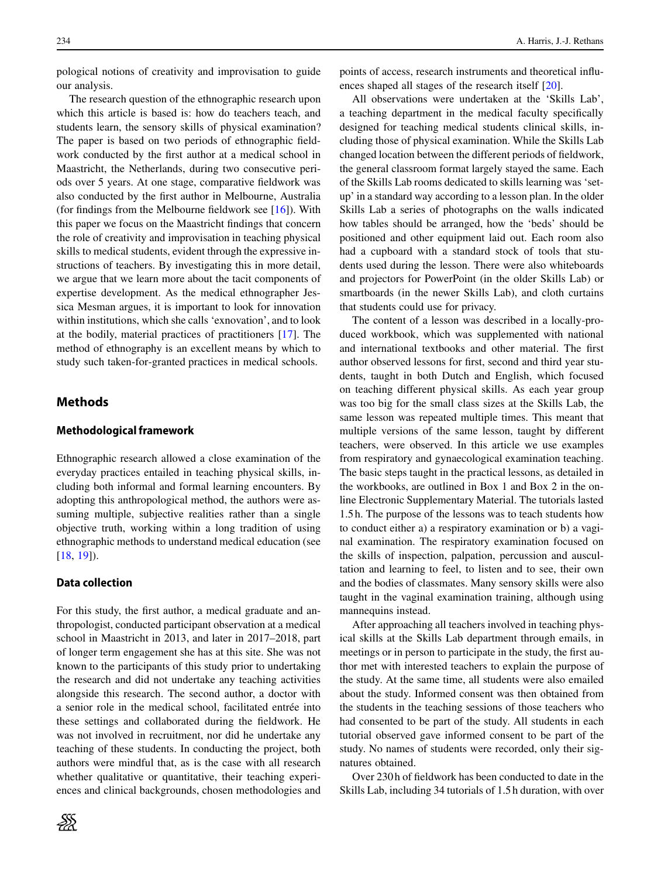pological notions of creativity and improvisation to guide our analysis.

The research question of the ethnographic research upon which this article is based is: how do teachers teach, and students learn, the sensory skills of physical examination? The paper is based on two periods of ethnographic fieldwork conducted by the first author at a medical school in Maastricht, the Netherlands, during two consecutive periods over 5 years. At one stage, comparative fieldwork was also conducted by the first author in Melbourne, Australia (for findings from the Melbourne fieldwork see [16]). With this paper we focus on the Maastricht findings that concern the role of creativity and improvisation in teaching physical skills to medical students, evident through the expressive instructions of teachers. By investigating this in more detail, we argue that we learn more about the tacit components of expertise development. As the medical ethnographer Jessica Mesman argues, it is important to look for innovation within institutions, which she calls 'exnovation', and to look at the bodily, material practices of practitioners [17]. The method of ethnography is an excellent means by which to study such taken-for-granted practices in medical schools.

## Methods

### Methodological framework

Ethnographic research allowed a close examination of the everyday practices entailed in teaching physical skills, including both informal and formal learning encounters. By adopting this anthropological method, the authors were assuming multiple, subjective realities rather than a single objective truth, working within a long tradition of using ethnographic methods to understand medical education (see [18, 19]).

### Data collection

For this study, the first author, a medical graduate and anthropologist, conducted participant observation at a medical school in Maastricht in 2013, and later in 2017–2018, part of longer term engagement she has at this site. She was not known to the participants of this study prior to undertaking the research and did not undertake any teaching activities alongside this research. The second author, a doctor with a senior role in the medical school, facilitated entrée into these settings and collaborated during the fieldwork. He was not involved in recruitment, nor did he undertake any teaching of these students. In conducting the project, both authors were mindful that, as is the case with all research whether qualitative or quantitative, their teaching experiences and clinical backgrounds, chosen methodologies and points of access, research instruments and theoretical influences shaped all stages of the research itself [20].

All observations were undertaken at the 'Skills Lab', a teaching department in the medical faculty specifically designed for teaching medical students clinical skills, including those of physical examination. While the Skills Lab changed location between the different periods of fieldwork, the general classroom format largely stayed the same. Each of the Skills Lab rooms dedicated to skills learning was 'set-up' in a standard way according to a lesson plan. In the older Skills Lab a series of photographs on the walls indicated how tables should be arranged, how the 'beds' should be positioned and other equipment laid out. Each room also had a cupboard with a standard stock of tools that students used during the lesson. There were also whiteboards and projectors for PowerPoint (in the older Skills Lab) or smartboards (in the newer Skills Lab), and cloth curtains that students could use for privacy.

The content of a lesson was described in a locally-produced workbook, which was supplemented with national and international textbooks and other material. The first author observed lessons for first, second and third year students, taught in both Dutch and English, which focused on teaching different physical skills. As each year group was too big for the small class sizes at the Skills Lab, the same lesson was repeated multiple times. This meant that multiple versions of the same lesson, taught by different teachers, were observed. In this article we use examples from respiratory and gynaecological examination teaching. The basic steps taught in the practical lessons, as detailed in the workbooks, are outlined in Box 1 and Box 2 in the online Electronic Supplementary Material. The tutorials lasted 1.5 h. The purpose of the lessons was to teach students how to conduct either a) a respiratory examination or b) a vaginal examination. The respiratory examination focused on the skills of inspection, palpation, percussion and auscultation and learning to feel, to listen and to see, their own and the bodies of classmates. Many sensory skills were also taught in the vaginal examination training, although using mannequins instead.

After approaching all teachers involved in teaching physical skills at the Skills Lab department through emails, in meetings or in person to participate in the study, the first author met with interested teachers to explain the purpose of the study. At the same time, all students were also emailed about the study. Informed consent was then obtained from the students in the teaching sessions of those teachers who had consented to be part of the study. All students in each tutorial observed gave informed consent to be part of the study. No names of students were recorded, only their signatures obtained.

Over 230 h of fieldwork has been conducted to date in the Skills Lab, including 34 tutorials of 1.5 h duration, with over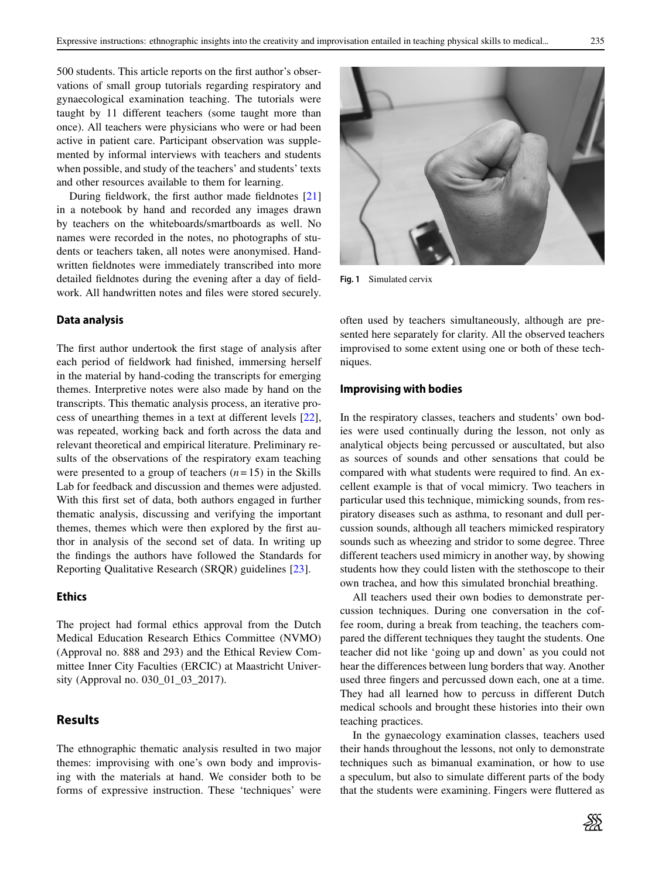500 students. This article reports on the first author's observations of small group tutorials regarding respiratory and gynaecological examination teaching. The tutorials were taught by 11 different teachers (some taught more than once). All teachers were physicians who were or had been active in patient care. Participant observation was supplemented by informal interviews with teachers and students when possible, and study of the teachers' and students' texts and other resources available to them for learning.

During fieldwork, the first author made fieldnotes [21] in a notebook by hand and recorded any images drawn by teachers on the whiteboards/smartboards as well. No names were recorded in the notes, no photographs of students or teachers taken, all notes were anonymised. Handwritten fieldnotes were immediately transcribed into more detailed fieldnotes during the evening after a day of fieldwork. All handwritten notes and files were stored securely.

### Data analysis

The first author undertook the first stage of analysis after each period of fieldwork had finished, immersing herself in the material by hand-coding the transcripts for emerging themes. Interpretive notes were also made by hand on the transcripts. This thematic analysis process, an iterative process of unearthing themes in a text at different levels [22], was repeated, working back and forth across the data and relevant theoretical and empirical literature. Preliminary results of the observations of the respiratory exam teaching were presented to a group of teachers ($n = 15$) in the Skills Lab for feedback and discussion and themes were adjusted. With this first set of data, both authors engaged in further thematic analysis, discussing and verifying the important themes, themes which were then explored by the first author in analysis of the second set of data. In writing up the findings the authors have followed the Standards for Reporting Qualitative Research (SRQR) guidelines [23].

### Ethics

The project had formal ethics approval from the Dutch Medical Education Research Ethics Committee (NVMO) (Approval no. 888 and 293) and the Ethical Review Committee Inner City Faculties (ERCIC) at Maastricht University (Approval no. 030_01_03_2017).

## Results

The ethnographic thematic analysis resulted in two major themes: improvising with one's own body and improvising with the materials at hand. We consider both to be forms of expressive instruction. These 'techniques' were often used by teachers simultaneously, although are presented here separately for clarity. All the observed teachers improvised to some extent using one or both of these techniques.

**Fig. 1** Simulated cervix

### Improvising with bodies

In the respiratory classes, teachers and students' own bodies were used continually during the lesson, not only as analytical objects being percussed or auscultated, but also as sources of sounds and other sensations that could be compared with what students were required to find. An excellent example is that of vocal mimicry. Two teachers in particular used this technique, mimicking sounds, from respiratory diseases such as asthma, to resonant and dull percussion sounds, although all teachers mimicked respiratory sounds such as wheezing and stridor to some degree. Three different teachers used mimicry in another way, by showing students how they could listen with the stethoscope to their own trachea, and how this simulated bronchial breathing.

All teachers used their own bodies to demonstrate percussion techniques. During one conversation in the coffee room, during a break from teaching, the teachers compared the different techniques they taught the students. One teacher did not like 'going up and down' as you could not hear the differences between lung borders that way. Another used three fingers and percussed down each, one at a time. They had all learned how to percuss in different Dutch medical schools and brought these histories into their own teaching practices.

In the gynaecology examination classes, teachers used their hands throughout the lessons, not only to demonstrate techniques such as bimanual examination, or how to use a speculum, but also to simulate different parts of the body that the students were examining. Fingers were fluttered as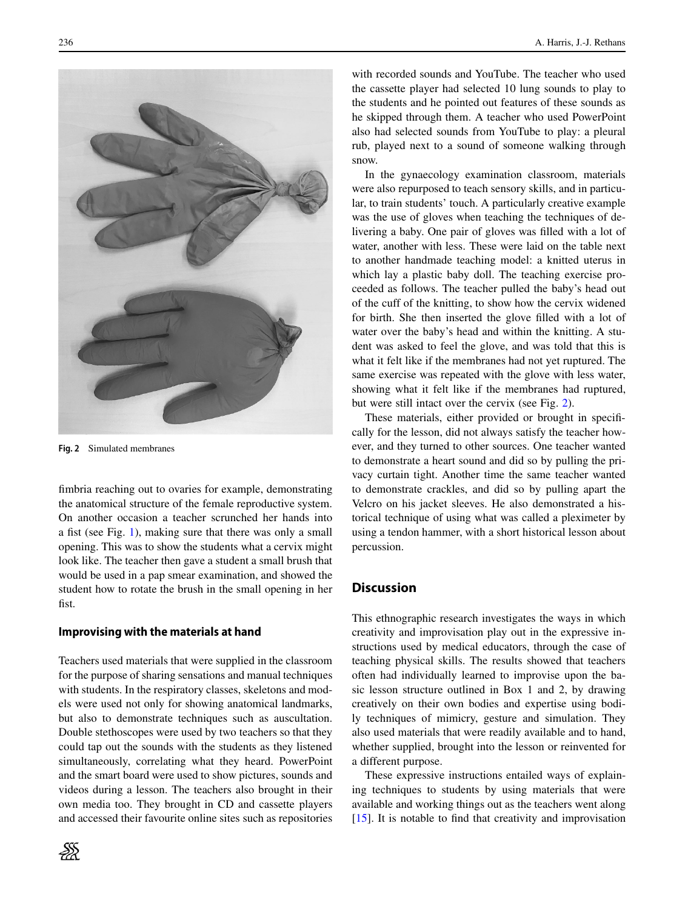Fig. 2 Simulated membranes

fimbria reaching out to ovaries for example, demonstrating the anatomical structure of the female reproductive system. On another occasion a teacher scrunched her hands into a fist (see Fig. 1), making sure that there was only a small opening. This was to show the students what a cervix might look like. The teacher then gave a student a small brush that would be used in a pap smear examination, and showed the student how to rotate the brush in the small opening in her fist.

### Improvising with the materials at hand

Teachers used materials that were supplied in the classroom for the purpose of sharing sensations and manual techniques with students. In the respiratory classes, skeletons and models were used not only for showing anatomical landmarks, but also to demonstrate techniques such as auscultation. Double stethoscopes were used by two teachers so that they could tap out the sounds with the students as they listened simultaneously, correlating what they heard. PowerPoint and the smart board were used to show pictures, sounds and videos during a lesson. The teachers also brought in their own media too. They brought in CD and cassette players and accessed their favourite online sites such as repositories with recorded sounds and YouTube. The teacher who used the cassette player had selected 10 lung sounds to play to the students and he pointed out features of these sounds as he skipped through them. A teacher who used PowerPoint also had selected sounds from YouTube to play: a pleural rub, played next to a sound of someone walking through snow.

In the gynaecology examination classroom, materials were also repurposed to teach sensory skills, and in particular, to train students' touch. A particularly creative example was the use of gloves when teaching the techniques of delivering a baby. One pair of gloves was filled with a lot of water, another with less. These were laid on the table next to another handmade teaching model: a knitted uterus in which lay a plastic baby doll. The teaching exercise proceeded as follows. The teacher pulled the baby's head out of the cuff of the knitting, to show how the cervix widened for birth. She then inserted the glove filled with a lot of water over the baby's head and within the knitting. A student was asked to feel the glove, and was told that this is what it felt like if the membranes had not yet ruptured. The same exercise was repeated with the glove with less water, showing what it felt like if the membranes had ruptured, but were still intact over the cervix (see Fig. 2).

These materials, either provided or brought in specifically for the lesson, did not always satisfy the teacher however, and they turned to other sources. One teacher wanted to demonstrate a heart sound and did so by pulling the privacy curtain tight. Another time the same teacher wanted to demonstrate crackles, and did so by pulling apart the Velcro on his jacket sleeves. He also demonstrated a historical technique of using what was called a pleximeter by using a tendon hammer, with a short historical lesson about percussion.

## Discussion

This ethnographic research investigates the ways in which creativity and improvisation play out in the expressive instructions used by medical educators, through the case of teaching physical skills. The results showed that teachers often had individually learned to improvise upon the basic lesson structure outlined in Box 1 and 2, by drawing creatively on their own bodies and expertise using bodily techniques of mimicry, gesture and simulation. They also used materials that were readily available and to hand, whether supplied, brought into the lesson or reinvented for a different purpose.

These expressive instructions entailed ways of explaining techniques to students by using materials that were available and working things out as the teachers went along [15]. It is notable to find that creativity and improvisation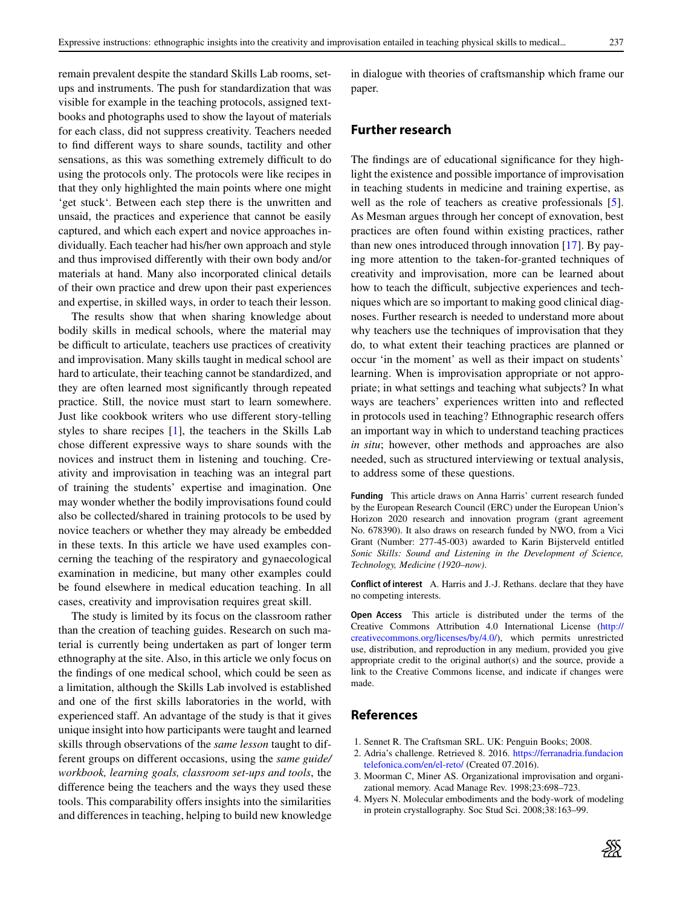remain prevalent despite the standard Skills Lab rooms, setups and instruments. The push for standardization that was visible for example in the teaching protocols, assigned textbooks and photographs used to show the layout of materials for each class, did not suppress creativity. Teachers needed to find different ways to share sounds, tactility and other sensations, as this was something extremely difficult to do using the protocols only. The protocols were like recipes in that they only highlighted the main points where one might 'get stuck'. Between each step there is the unwritten and unsaid, the practices and experience that cannot be easily captured, and which each expert and novice approaches individually. Each teacher had his/her own approach and style and thus improvised differently with their own body and/or materials at hand. Many also incorporated clinical details of their own practice and drew upon their past experiences and expertise, in skilled ways, in order to teach their lesson.

The results show that when sharing knowledge about bodily skills in medical schools, where the material may be difficult to articulate, teachers use practices of creativity and improvisation. Many skills taught in medical school are hard to articulate, their teaching cannot be standardized, and they are often learned most significantly through repeated practice. Still, the novice must start to learn somewhere. Just like cookbook writers who use different story-telling styles to share recipes [1], the teachers in the Skills Lab chose different expressive ways to share sounds with the novices and instruct them in listening and touching. Creativity and improvisation in teaching was an integral part of training the students' expertise and imagination. One may wonder whether the bodily improvisations found could also be collected/shared in training protocols to be used by novice teachers or whether they may already be embedded in these texts. In this article we have used examples concerning the teaching of the respiratory and gynaecological examination in medicine, but many other examples could be found elsewhere in medical education teaching. In all cases, creativity and improvisation requires great skill.

The study is limited by its focus on the classroom rather than the creation of teaching guides. Research on such material is currently being undertaken as part of longer term ethnography at the site. Also, in this article we only focus on the findings of one medical school, which could be seen as a limitation, although the Skills Lab involved is established and one of the first skills laboratories in the world, with experienced staff. An advantage of the study is that it gives unique insight into how participants were taught and learned skills through observations of the *same lesson* taught to different groups on different occasions, using the *same guide/workbook, learning goals, classroom set-ups and tools*, the difference being the teachers and the ways they used these tools. This comparability offers insights into the similarities and differences in teaching, helping to build new knowledge in dialogue with theories of craftsmanship which frame our paper.

## Further research

The findings are of educational significance for they highlight the existence and possible importance of improvisation in teaching students in medicine and training expertise, as well as the role of teachers as creative professionals [5]. As Mesman argues through her concept of exnovation, best practices are often found within existing practices, rather than new ones introduced through innovation [17]. By paying more attention to the taken-for-granted techniques of creativity and improvisation, more can be learned about how to teach the difficult, subjective experiences and techniques which are so important to making good clinical diagnoses. Further research is needed to understand more about why teachers use the techniques of improvisation that they do, to what extent their teaching practices are planned or occur 'in the moment' as well as their impact on students' learning. When is improvisation appropriate or not appropriate; in what settings and teaching what subjects? In what ways are teachers' experiences written into and reflected in protocols used in teaching? Ethnographic research offers an important way in which to understand teaching practices *in situ*; however, other methods and approaches are also needed, such as structured interviewing or textual analysis, to address some of these questions.

**Funding** This article draws on Anna Harris' current research funded by the European Research Council (ERC) under the European Union's Horizon 2020 research and innovation program (grant agreement No. 678390). It also draws on research funded by NWO, from a Vici Grant (Number: 277-45-003) awarded to Karin Bijsterveld entitled *Sonic Skills: Sound and Listening in the Development of Science, Technology, Medicine (1920–now)*.

**Conflict of interest** A. Harris and J.-J. Rethans. declare that they have no competing interests.

**Open Access** This article is distributed under the terms of the Creative Commons Attribution 4.0 International License (http://creativecommons.org/licenses/by/4.0/), which permits unrestricted use, distribution, and reproduction in any medium, provided you give appropriate credit to the original author(s) and the source, provide a link to the Creative Commons license, and indicate if changes were made.

## References

1. Sennet R. The Craftsman SRL. UK: Penguin Books; 2008.
2. Adria's challenge. Retrieved 8. 2016. https://ferranadria.fundaciontelefonica.com/en/el-reto/ (Created 07.2016).
3. Moorman C, Miner AS. Organizational improvisation and organizational memory. Acad Manage Rev. 1998;23:698–723.
4. Myers N. Molecular embodiments and the body-work of modeling in protein crystallography. Soc Stud Sci. 2008;38:163–99.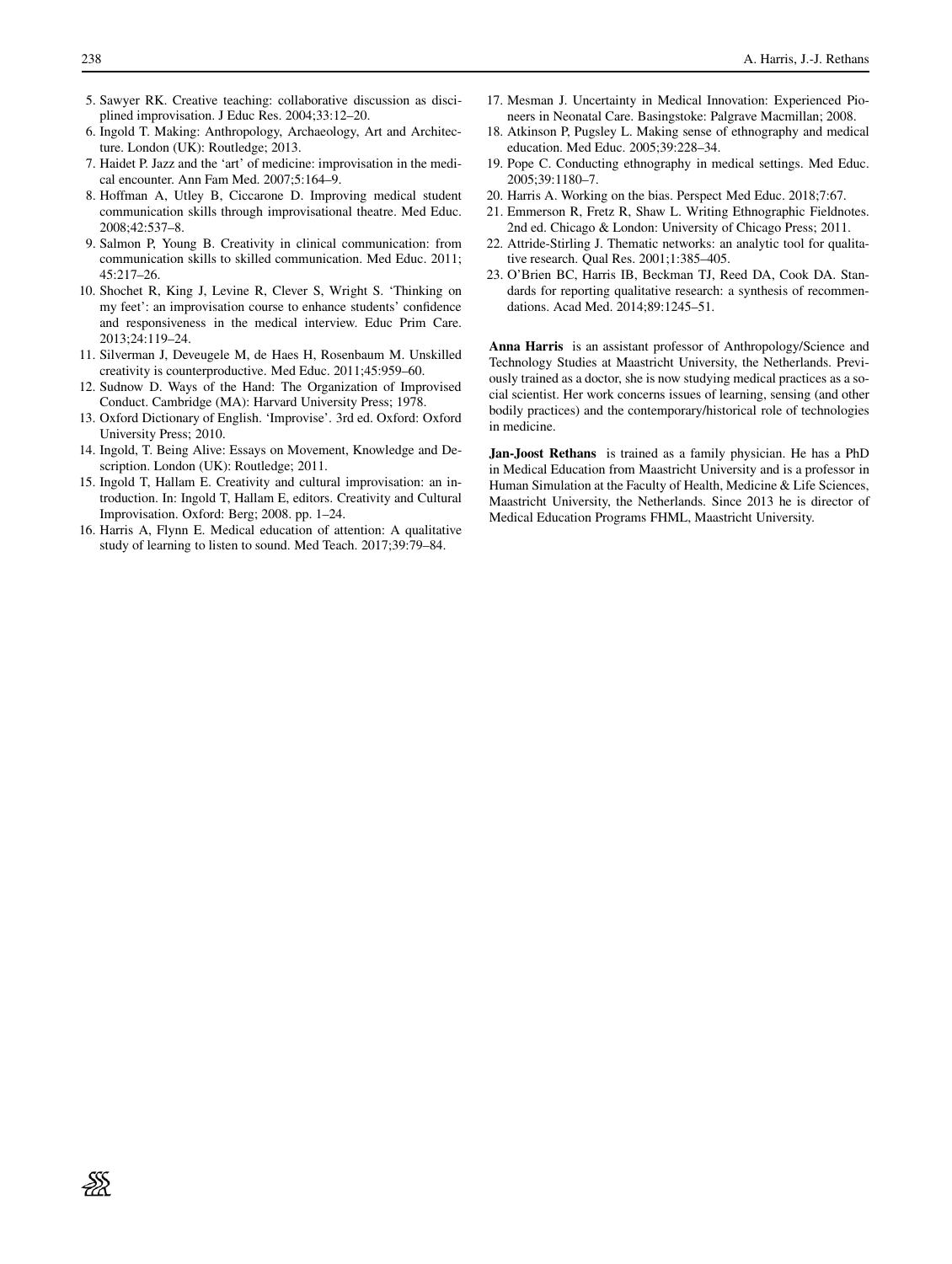5. Sawyer RK. Creative teaching: collaborative discussion as disciplined improvisation. J Educ Res. 2004;33:12–20.
6. Ingold T. Making: Anthropology, Archaeology, Art and Architecture. London (UK): Routledge; 2013.
7. Haidet P. Jazz and the 'art' of medicine: improvisation in the medical encounter. Ann Fam Med. 2007;5:164–9.
8. Hoffman A, Utley B, Ciccarone D. Improving medical student communication skills through improvisational theatre. Med Educ. 2008;42:537–8.
9. Salmon P, Young B. Creativity in clinical communication: from communication skills to skilled communication. Med Educ. 2011; 45:217–26.
10. Shochet R, King J, Levine R, Clever S, Wright S. 'Thinking on my feet': an improvisation course to enhance students' confidence and responsiveness in the medical interview. Educ Prim Care. 2013;24:119–24.
11. Silverman J, Deveugele M, de Haes H, Rosenbaum M. Unskilled creativity is counterproductive. Med Educ. 2011;45:959–60.
12. Sudnow D. Ways of the Hand: The Organization of Improvised Conduct. Cambridge (MA): Harvard University Press; 1978.
13. Oxford Dictionary of English. 'Improvise'. 3rd ed. Oxford: Oxford University Press; 2010.
14. Ingold, T. Being Alive: Essays on Movement, Knowledge and Description. London (UK): Routledge; 2011.
15. Ingold T, Hallam E. Creativity and cultural improvisation: an introduction. In: Ingold T, Hallam E, editors. Creativity and Cultural Improvisation. Oxford: Berg; 2008. pp. 1–24.
16. Harris A, Flynn E. Medical education of attention: A qualitative study of learning to listen to sound. Med Teach. 2017;39:79–84.
17. Mesman J. Uncertainty in Medical Innovation: Experienced Pioneers in Neonatal Care. Basingstoke: Palgrave Macmillan; 2008.
18. Atkinson P, Pugsley L. Making sense of ethnography and medical education. Med Educ. 2005;39:228–34.
19. Pope C. Conducting ethnography in medical settings. Med Educ. 2005;39:1180–7.
20. Harris A. Working on the bias. Perspect Med Educ. 2018;7:67.
21. Emmerson R, Fretz R, Shaw L. Writing Ethnographic Fieldnotes. 2nd ed. Chicago & London: University of Chicago Press; 2011.
22. Attride-Stirling J. Thematic networks: an analytic tool for qualitative research. Qual Res. 2001;1:385–405.
23. O'Brien BC, Harris IB, Beckman TJ, Reed DA, Cook DA. Standards for reporting qualitative research: a synthesis of recommendations. Acad Med. 2014;89:1245–51.

**Anna Harris** is an assistant professor of Anthropology/Science and Technology Studies at Maastricht University, the Netherlands. Previously trained as a doctor, she is now studying medical practices as a social scientist. Her work concerns issues of learning, sensing (and other bodily practices) and the contemporary/historical role of technologies in medicine.

**Jan-Joost Rethans** is trained as a family physician. He has a PhD in Medical Education from Maastricht University and is a professor in Human Simulation at the Faculty of Health, Medicine & Life Sciences, Maastricht University, the Netherlands. Since 2013 he is director of Medical Education Programs FHML, Maastricht University.